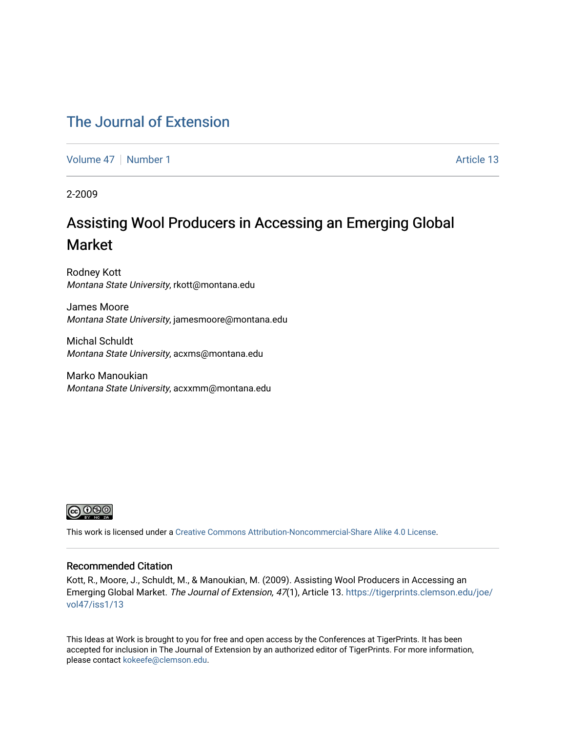# The Journal of Extension

Volume 47 | Number 1 | Article 13

2-2009

## Assisting Wool Producers in Accessing an Emerging Global Market

Rodney Kott
*Montana State University*, rkott@montana.edu

James Moore
*Montana State University*, jamesmoore@montana.edu

Michal Schuldt
*Montana State University*, acxms@montana.edu

Marko Manoukian
*Montana State University*, acxxmm@montana.edu

This work is licensed under a Creative Commons Attribution-Noncommercial-Share Alike 4.0 License.

### Recommended Citation

Kott, R., Moore, J., Schuldt, M., & Manoukian, M. (2009). Assisting Wool Producers in Accessing an Emerging Global Market. *The Journal of Extension, 47*(1), Article 13. https://tigerprints.clemson.edu/joe/vol47/iss1/13

This Ideas at Work is brought to you for free and open access by the Conferences at TigerPrints. It has been accepted for inclusion in The Journal of Extension by an authorized editor of TigerPrints. For more information, please contact kokeefe@clemson.edu.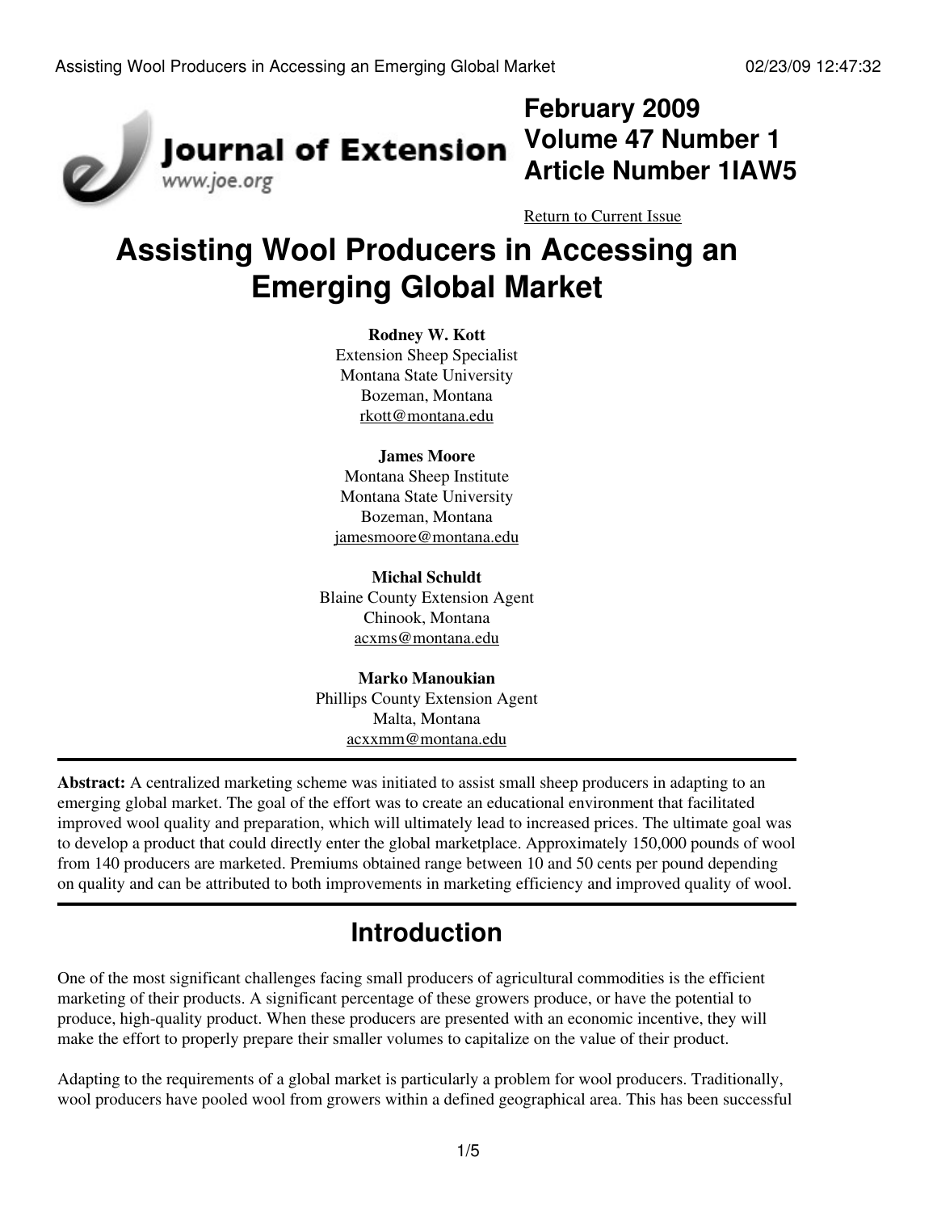# February 2009
# Volume 47 Number 1
# Article Number 1IAW5

Return to Current Issue

# Assisting Wool Producers in Accessing an Emerging Global Market

**Rodney W. Kott**
Extension Sheep Specialist
Montana State University
Bozeman, Montana
rkott@montana.edu

**James Moore**
Montana Sheep Institute
Montana State University
Bozeman, Montana
jamesmoore@montana.edu

**Michal Schuldt**
Blaine County Extension Agent
Chinook, Montana
acxms@montana.edu

**Marko Manoukian**
Phillips County Extension Agent
Malta, Montana
acxxmm@montana.edu

---

**Abstract:** A centralized marketing scheme was initiated to assist small sheep producers in adapting to an emerging global market. The goal of the effort was to create an educational environment that facilitated improved wool quality and preparation, which will ultimately lead to increased prices. The ultimate goal was to develop a product that could directly enter the global marketplace. Approximately 150,000 pounds of wool from 140 producers are marketed. Premiums obtained range between 10 and 50 cents per pound depending on quality and can be attributed to both improvements in marketing efficiency and improved quality of wool.

---

## Introduction

One of the most significant challenges facing small producers of agricultural commodities is the efficient marketing of their products. A significant percentage of these growers produce, or have the potential to produce, high-quality product. When these producers are presented with an economic incentive, they will make the effort to properly prepare their smaller volumes to capitalize on the value of their product.

Adapting to the requirements of a global market is particularly a problem for wool producers. Traditionally, wool producers have pooled wool from growers within a defined geographical area. This has been successful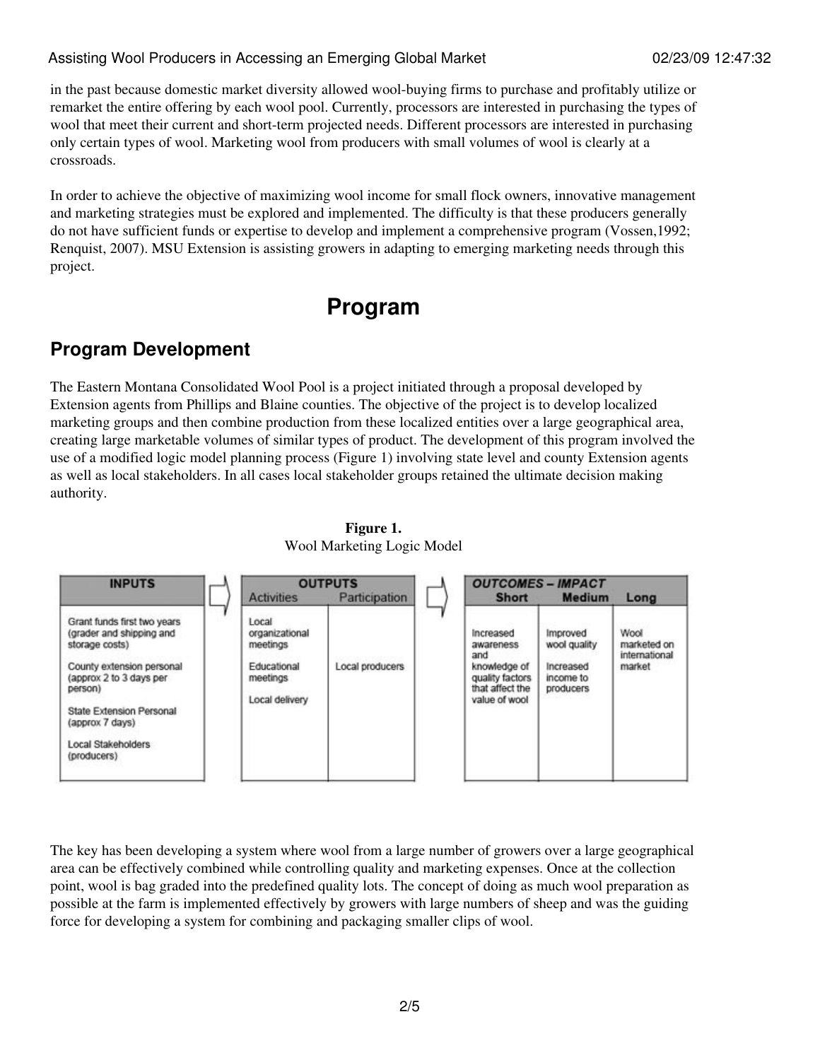in the past because domestic market diversity allowed wool-buying firms to purchase and profitably utilize or remarket the entire offering by each wool pool. Currently, processors are interested in purchasing the types of wool that meet their current and short-term projected needs. Different processors are interested in purchasing only certain types of wool. Marketing wool from producers with small volumes of wool is clearly at a crossroads.

In order to achieve the objective of maximizing wool income for small flock owners, innovative management and marketing strategies must be explored and implemented. The difficulty is that these producers generally do not have sufficient funds or expertise to develop and implement a comprehensive program (Vossen,1992; Renquist, 2007). MSU Extension is assisting growers in adapting to emerging marketing needs through this project.

# Program

## Program Development

The Eastern Montana Consolidated Wool Pool is a project initiated through a proposal developed by Extension agents from Phillips and Blaine counties. The objective of the project is to develop localized marketing groups and then combine production from these localized entities over a large geographical area, creating large marketable volumes of similar types of product. The development of this program involved the use of a modified logic model planning process (Figure 1) involving state level and county Extension agents as well as local stakeholders. In all cases local stakeholder groups retained the ultimate decision making authority.

**Figure 1.**
Wool Marketing Logic Model

| INPUTS | OUTPUTS | | OUTCOMES – IMPACT | | |
|---|---|---|---|---|---|
| | Activities | Participation | Short | Medium | Long |
| Grant funds first two years (grader and shipping and storage costs)<br>County extension personal (approx 2 to 3 days per person)<br>State Extension Personal (approx 7 days)<br>Local Stakeholders (producers) | Local organizational meetings<br>Educational meetings<br>Local delivery | Local producers | Increased awareness and knowledge of quality factors that affect the value of wool | Improved wool quality<br>Increased income to producers | Wool marketed on international market |

The key has been developing a system where wool from a large number of growers over a large geographical area can be effectively combined while controlling quality and marketing expenses. Once at the collection point, wool is bag graded into the predefined quality lots. The concept of doing as much wool preparation as possible at the farm is implemented effectively by growers with large numbers of sheep and was the guiding force for developing a system for combining and packaging smaller clips of wool.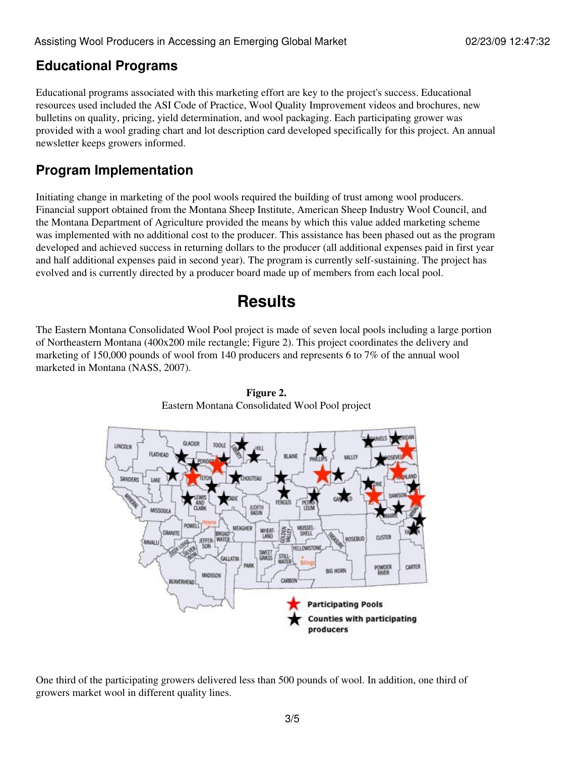## Educational Programs

Educational programs associated with this marketing effort are key to the project's success. Educational resources used included the ASI Code of Practice, Wool Quality Improvement videos and brochures, new bulletins on quality, pricing, yield determination, and wool packaging. Each participating grower was provided with a wool grading chart and lot description card developed specifically for this project. An annual newsletter keeps growers informed.

## Program Implementation

Initiating change in marketing of the pool wools required the building of trust among wool producers. Financial support obtained from the Montana Sheep Institute, American Sheep Industry Wool Council, and the Montana Department of Agriculture provided the means by which this value added marketing scheme was implemented with no additional cost to the producer. This assistance has been phased out as the program developed and achieved success in returning dollars to the producer (all additional expenses paid in first year and half additional expenses paid in second year). The program is currently self-sustaining. The project has evolved and is currently directed by a producer board made up of members from each local pool.

# Results

The Eastern Montana Consolidated Wool Pool project is made of seven local pools including a large portion of Northeastern Montana (400x200 mile rectangle; Figure 2). This project coordinates the delivery and marketing of 150,000 pounds of wool from 140 producers and represents 6 to 7% of the annual wool marketed in Montana (NASS, 2007).

**Figure 2.**
Eastern Montana Consolidated Wool Pool project

One third of the participating growers delivered less than 500 pounds of wool. In addition, one third of growers market wool in different quality lines.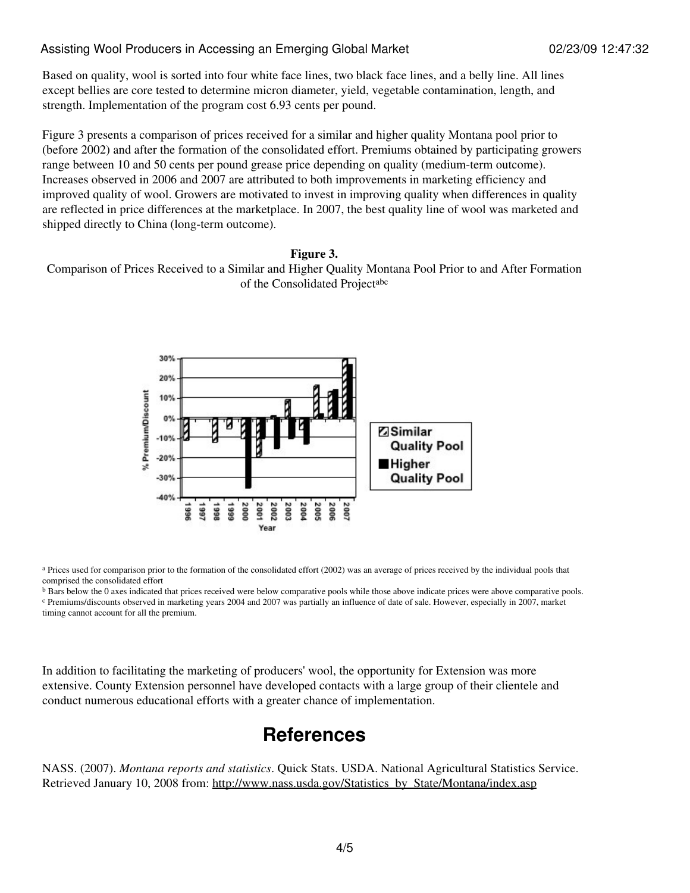Based on quality, wool is sorted into four white face lines, two black face lines, and a belly line. All lines except bellies are core tested to determine micron diameter, yield, vegetable contamination, length, and strength. Implementation of the program cost 6.93 cents per pound.

Figure 3 presents a comparison of prices received for a similar and higher quality Montana pool prior to (before 2002) and after the formation of the consolidated effort. Premiums obtained by participating growers range between 10 and 50 cents per pound grease price depending on quality (medium-term outcome). Increases observed in 2006 and 2007 are attributed to both improvements in marketing efficiency and improved quality of wool. Growers are motivated to invest in improving quality when differences in quality are reflected in price differences at the marketplace. In 2007, the best quality line of wool was marketed and shipped directly to China (long-term outcome).

**Figure 3.**

Comparison of Prices Received to a Similar and Higher Quality Montana Pool Prior to and After Formation of the Consolidated Project[abc]

[a] Prices used for comparison prior to the formation of the consolidated effort (2002) was an average of prices received by the individual pools that comprised the consolidated effort

[b] Bars below the 0 axes indicated that prices received were below comparative pools while those above indicate prices were above comparative pools.

[c] Premiums/discounts observed in marketing years 2004 and 2007 was partially an influence of date of sale. However, especially in 2007, market timing cannot account for all the premium.

In addition to facilitating the marketing of producers' wool, the opportunity for Extension was more extensive. County Extension personnel have developed contacts with a large group of their clientele and conduct numerous educational efforts with a greater chance of implementation.

## References

NASS. (2007). *Montana reports and statistics*. Quick Stats. USDA. National Agricultural Statistics Service. Retrieved January 10, 2008 from: http://www.nass.usda.gov/Statistics_by_State/Montana/index.asp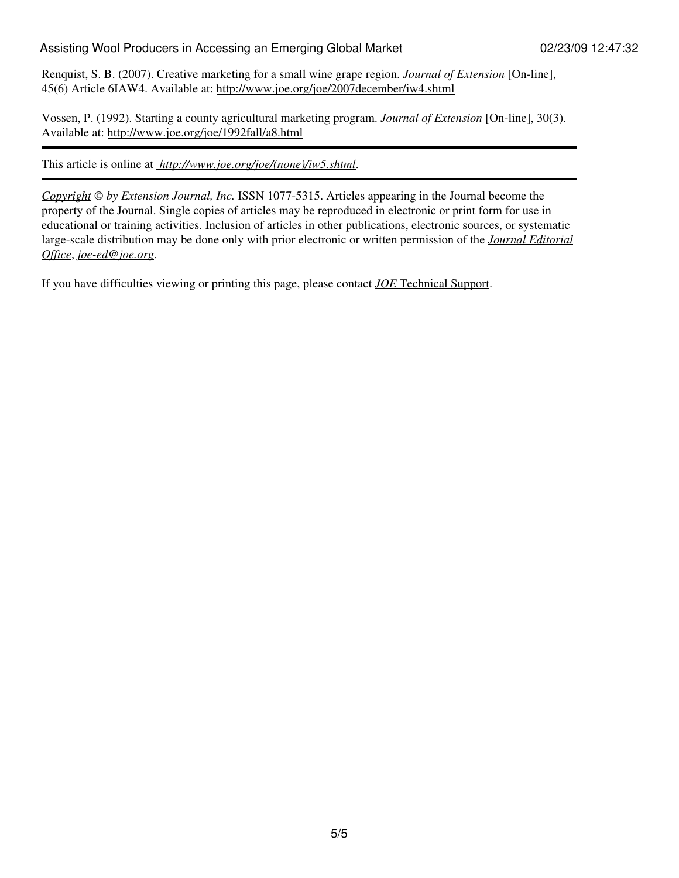Renquist, S. B. (2007). Creative marketing for a small wine grape region. *Journal of Extension* [On-line], 45(6) Article 6IAW4. Available at: http://www.joe.org/joe/2007december/iw4.shtml

Vossen, P. (1992). Starting a county agricultural marketing program. *Journal of Extension* [On-line], 30(3). Available at: http://www.joe.org/joe/1992fall/a8.html

---

This article is online at *http://www.joe.org/joe/(none)/iw5.shtml*.

---

*Copyright* © *by Extension Journal, Inc.* ISSN 1077-5315. Articles appearing in the Journal become the property of the Journal. Single copies of articles may be reproduced in electronic or print form for use in educational or training activities. Inclusion of articles in other publications, electronic sources, or systematic large-scale distribution may be done only with prior electronic or written permission of the ***Journal Editorial Office***, *joe-ed@joe.org*.

If you have difficulties viewing or printing this page, please contact *JOE* Technical Support.